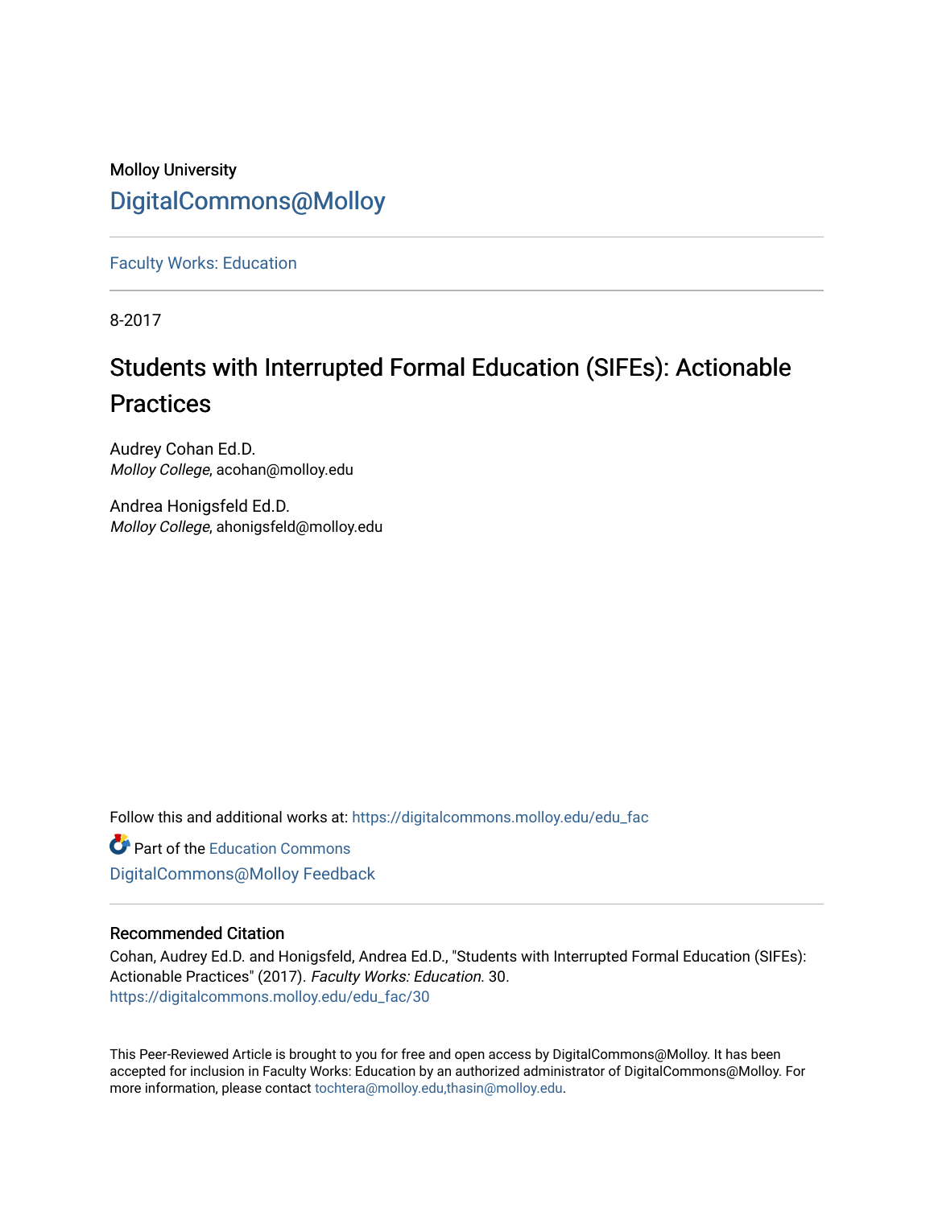Molloy University

## DigitalCommons@Molloy

Faculty Works: Education

8-2017

# Students with Interrupted Formal Education (SIFEs): Actionable Practices

Audrey Cohan Ed.D.
*Molloy College*, acohan@molloy.edu

Andrea Honigsfeld Ed.D.
*Molloy College*, ahonigsfeld@molloy.edu

Follow this and additional works at: https://digitalcommons.molloy.edu/edu_fac

Part of the Education Commons

DigitalCommons@Molloy Feedback

### Recommended Citation

Cohan, Audrey Ed.D. and Honigsfeld, Andrea Ed.D., "Students with Interrupted Formal Education (SIFEs): Actionable Practices" (2017). *Faculty Works: Education*. 30.
https://digitalcommons.molloy.edu/edu_fac/30

This Peer-Reviewed Article is brought to you for free and open access by DigitalCommons@Molloy. It has been accepted for inclusion in Faculty Works: Education by an authorized administrator of DigitalCommons@Molloy. For more information, please contact tochtera@molloy.edu,thasin@molloy.edu.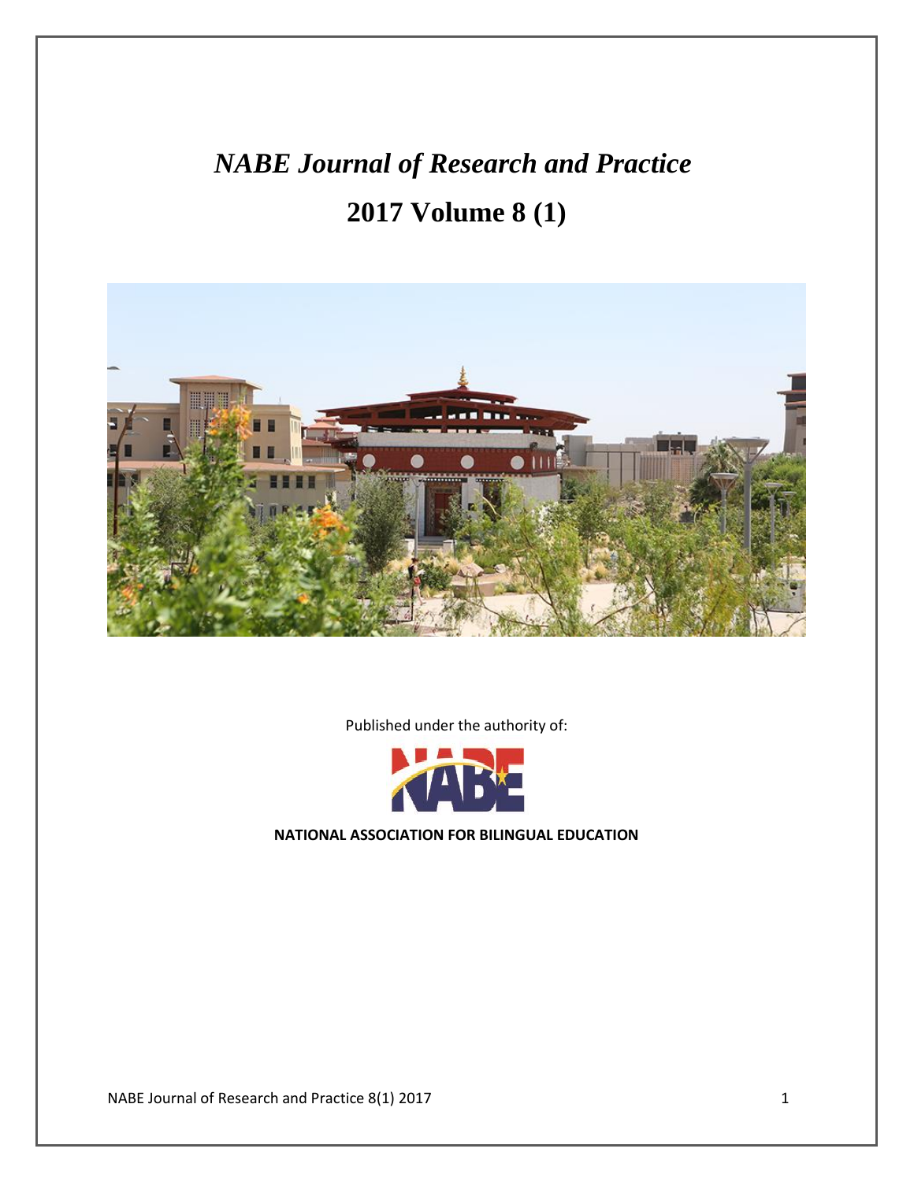# *NABE Journal of Research and Practice*

# 2017 Volume 8 (1)

Published under the authority of:

**NATIONAL ASSOCIATION FOR BILINGUAL EDUCATION**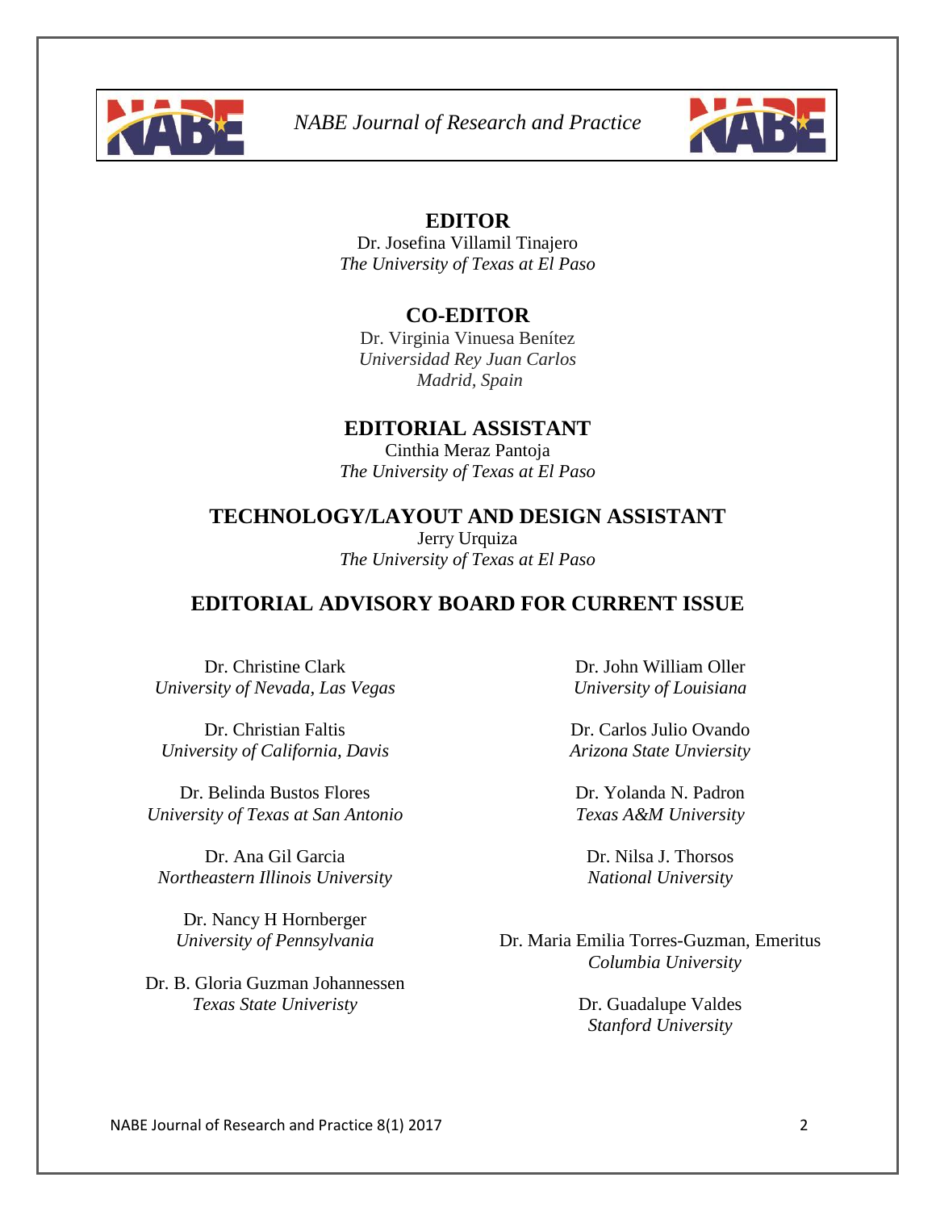## EDITOR

Dr. Josefina Villamil Tinajero
*The University of Texas at El Paso*

## CO-EDITOR

Dr. Virginia Vinuesa Benítez
*Universidad Rey Juan Carlos*
*Madrid, Spain*

## EDITORIAL ASSISTANT

Cinthia Meraz Pantoja
*The University of Texas at El Paso*

## TECHNOLOGY/LAYOUT AND DESIGN ASSISTANT

Jerry Urquiza
*The University of Texas at El Paso*

## EDITORIAL ADVISORY BOARD FOR CURRENT ISSUE

Dr. Christine Clark
*University of Nevada, Las Vegas*

Dr. Christian Faltis
*University of California, Davis*

Dr. Belinda Bustos Flores
*University of Texas at San Antonio*

Dr. Ana Gil Garcia
*Northeastern Illinois University*

Dr. Nancy H Hornberger
*University of Pennsylvania*

Dr. B. Gloria Guzman Johannessen
*Texas State Univeristy*

Dr. John William Oller
*University of Louisiana*

Dr. Carlos Julio Ovando
*Arizona State Unviersity*

Dr. Yolanda N. Padron
*Texas A&M University*

Dr. Nilsa J. Thorsos
*National University*

Dr. Maria Emilia Torres-Guzman, Emeritus
*Columbia University*

Dr. Guadalupe Valdes
*Stanford University*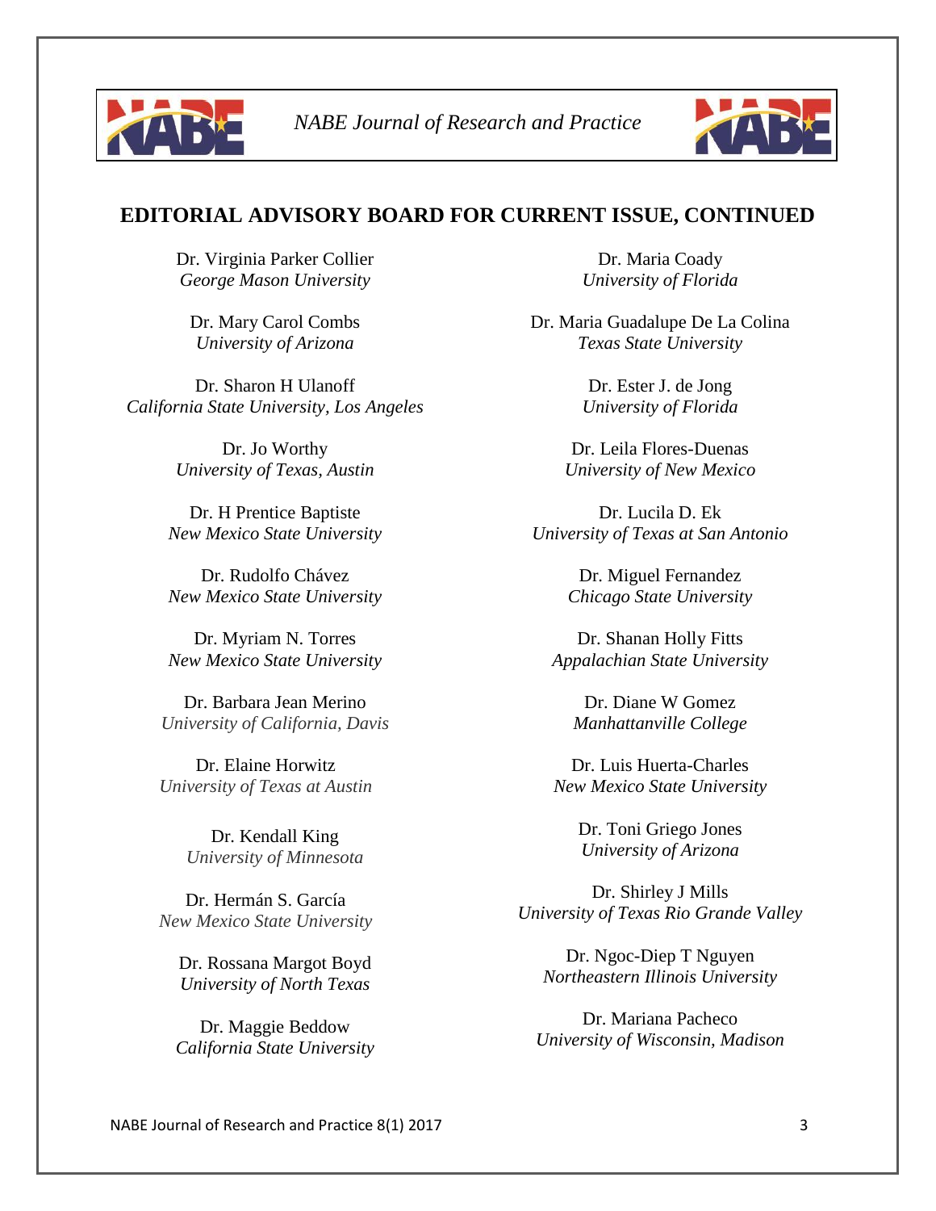## EDITORIAL ADVISORY BOARD FOR CURRENT ISSUE, CONTINUED

Dr. Virginia Parker Collier
*George Mason University*

Dr. Mary Carol Combs
*University of Arizona*

Dr. Sharon H Ulanoff
*California State University, Los Angeles*

Dr. Jo Worthy
*University of Texas, Austin*

Dr. H Prentice Baptiste
*New Mexico State University*

Dr. Rudolfo Chávez
*New Mexico State University*

Dr. Myriam N. Torres
*New Mexico State University*

Dr. Barbara Jean Merino
*University of California, Davis*

Dr. Elaine Horwitz
*University of Texas at Austin*

Dr. Kendall King
*University of Minnesota*

Dr. Hermán S. García
*New Mexico State University*

Dr. Rossana Margot Boyd
*University of North Texas*

Dr. Maggie Beddow
*California State University*

Dr. Maria Coady
*University of Florida*

Dr. Maria Guadalupe De La Colina
*Texas State University*

Dr. Ester J. de Jong
*University of Florida*

Dr. Leila Flores-Duenas
*University of New Mexico*

Dr. Lucila D. Ek
*University of Texas at San Antonio*

Dr. Miguel Fernandez
*Chicago State University*

Dr. Shanan Holly Fitts
*Appalachian State University*

Dr. Diane W Gomez
*Manhattanville College*

Dr. Luis Huerta-Charles
*New Mexico State University*

Dr. Toni Griego Jones
*University of Arizona*

Dr. Shirley J Mills
*University of Texas Rio Grande Valley*

Dr. Ngoc-Diep T Nguyen
*Northeastern Illinois University*

Dr. Mariana Pacheco
*University of Wisconsin, Madison*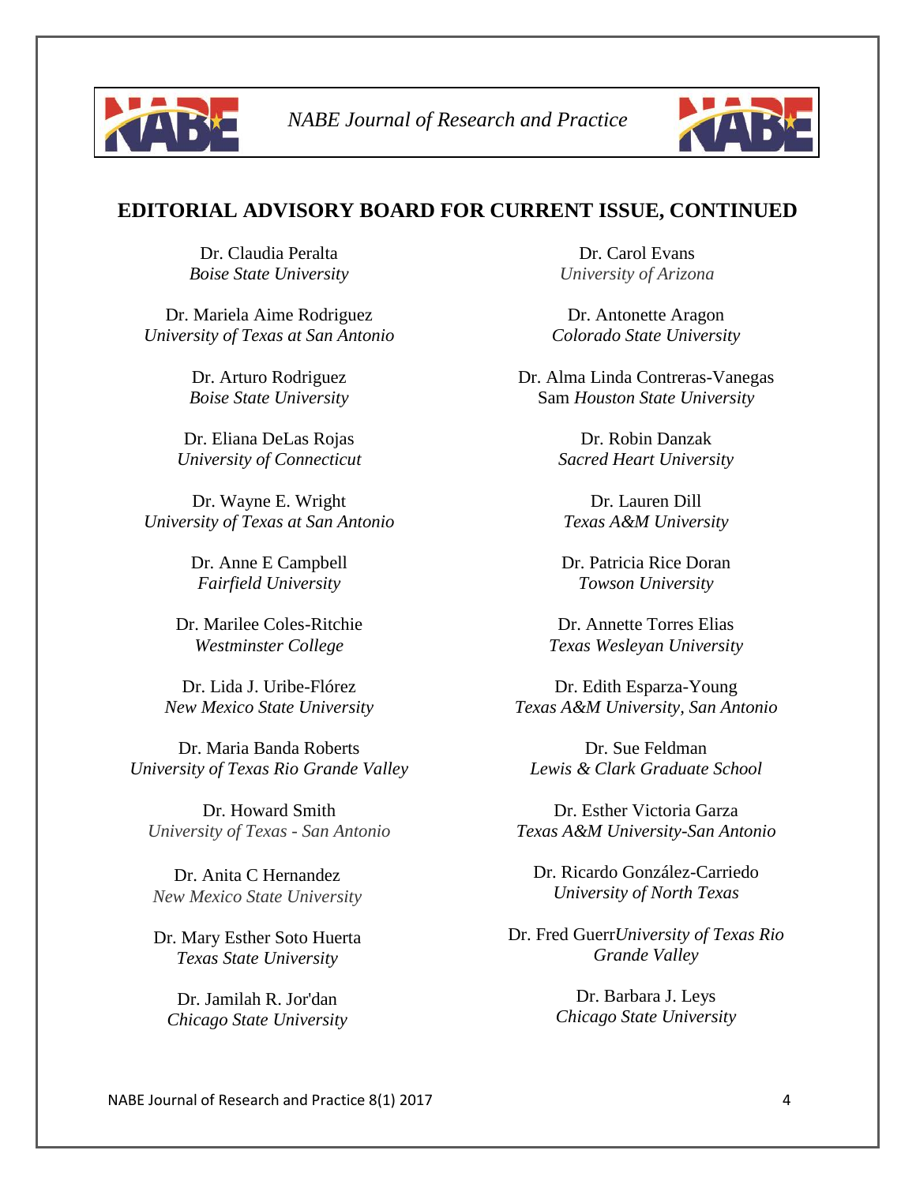## EDITORIAL ADVISORY BOARD FOR CURRENT ISSUE, CONTINUED

Dr. Claudia Peralta
*Boise State University*

Dr. Mariela Aime Rodriguez
*University of Texas at San Antonio*

Dr. Arturo Rodriguez
*Boise State University*

Dr. Eliana DeLas Rojas
*University of Connecticut*

Dr. Wayne E. Wright
*University of Texas at San Antonio*

Dr. Anne E Campbell
*Fairfield University*

Dr. Marilee Coles-Ritchie
*Westminster College*

Dr. Lida J. Uribe-Flórez
*New Mexico State University*

Dr. Maria Banda Roberts
*University of Texas Rio Grande Valley*

Dr. Howard Smith
*University of Texas - San Antonio*

Dr. Anita C Hernandez
*New Mexico State University*

Dr. Mary Esther Soto Huerta
*Texas State University*

Dr. Jamilah R. Jor'dan
*Chicago State University*

Dr. Carol Evans
*University of Arizona*

Dr. Antonette Aragon
*Colorado State University*

Dr. Alma Linda Contreras-Vanegas
Sam *Houston State University*

Dr. Robin Danzak
*Sacred Heart University*

Dr. Lauren Dill
*Texas A&M University*

Dr. Patricia Rice Doran
*Towson University*

Dr. Annette Torres Elias
*Texas Wesleyan University*

Dr. Edith Esparza-Young
*Texas A&M University, San Antonio*

Dr. Sue Feldman
*Lewis & Clark Graduate School*

Dr. Esther Victoria Garza
*Texas A&M University-San Antonio*

Dr. Ricardo González-Carriedo
*University of North Texas*

Dr. Fred Guerr*University of Texas Rio Grande Valley*

Dr. Barbara J. Leys
*Chicago State University*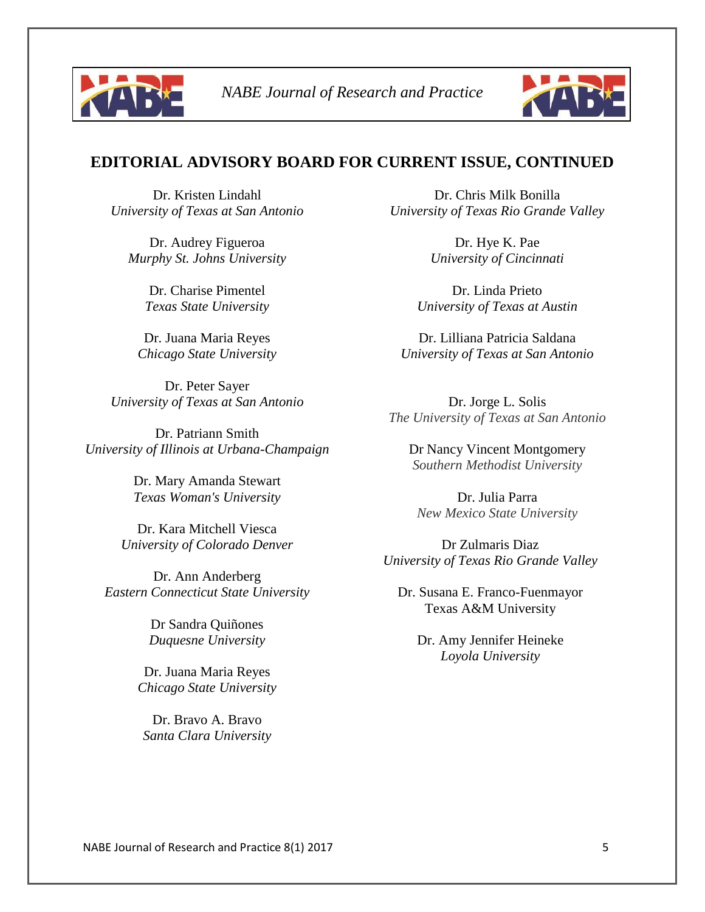## EDITORIAL ADVISORY BOARD FOR CURRENT ISSUE, CONTINUED

Dr. Kristen Lindahl
*University of Texas at San Antonio*

Dr. Audrey Figueroa
*Murphy St. Johns University*

Dr. Charise Pimentel
*Texas State University*

Dr. Juana Maria Reyes
*Chicago State University*

Dr. Peter Sayer
*University of Texas at San Antonio*

Dr. Patriann Smith
*University of Illinois at Urbana-Champaign*

Dr. Mary Amanda Stewart
*Texas Woman's University*

Dr. Kara Mitchell Viesca
*University of Colorado Denver*

Dr. Ann Anderberg
*Eastern Connecticut State University*

Dr Sandra Quiñones
*Duquesne University*

Dr. Juana Maria Reyes
*Chicago State University*

Dr. Bravo A. Bravo
*Santa Clara University*

Dr. Chris Milk Bonilla
*University of Texas Rio Grande Valley*

Dr. Hye K. Pae
*University of Cincinnati*

Dr. Linda Prieto
*University of Texas at Austin*

Dr. Lilliana Patricia Saldana
*University of Texas at San Antonio*

Dr. Jorge L. Solis
*The University of Texas at San Antonio*

Dr Nancy Vincent Montgomery
*Southern Methodist University*

Dr. Julia Parra
*New Mexico State University*

Dr Zulmaris Diaz
*University of Texas Rio Grande Valley*

Dr. Susana E. Franco-Fuenmayor
Texas A&M University

Dr. Amy Jennifer Heineke
*Loyola University*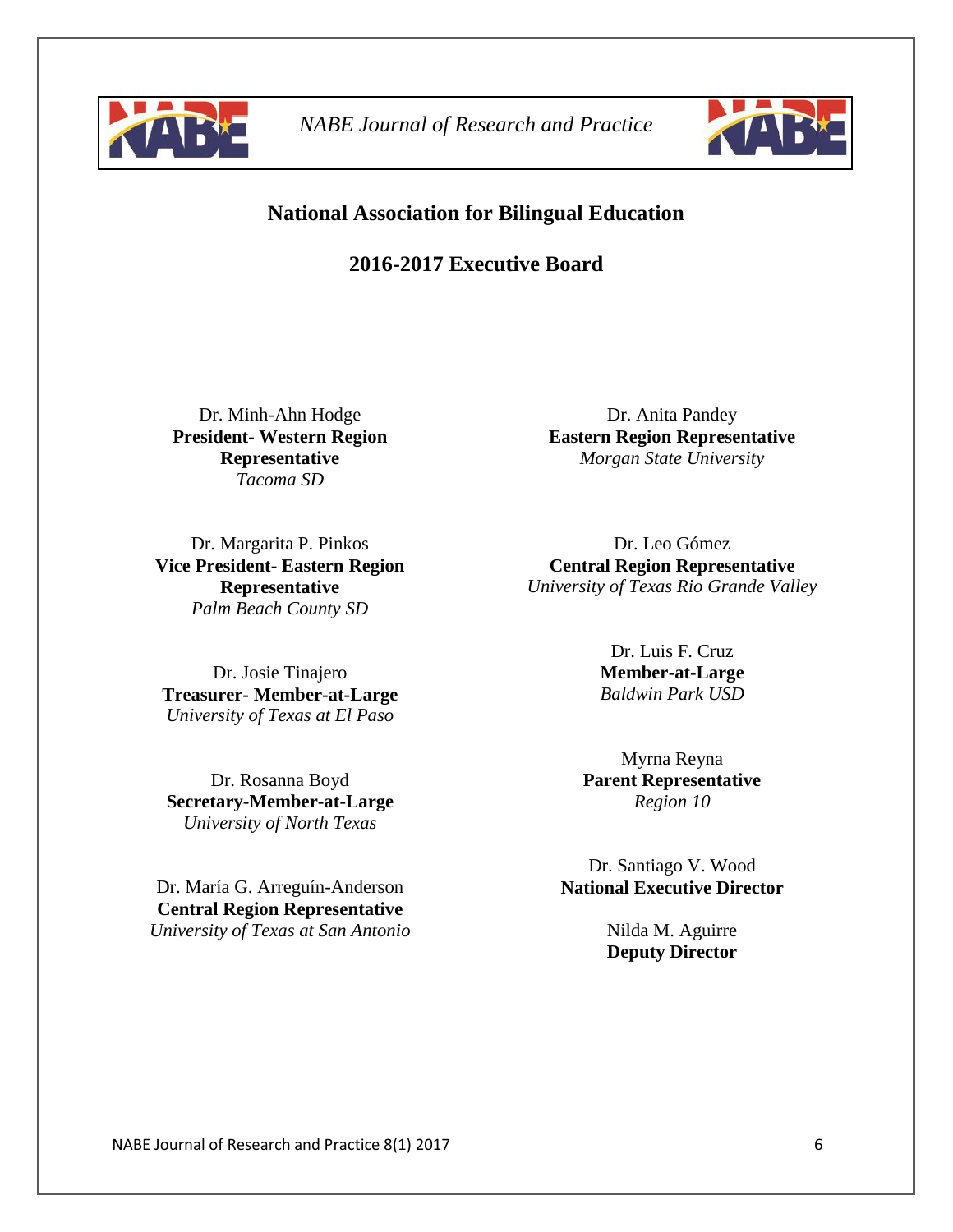# National Association for Bilingual Education

## 2016-2017 Executive Board

Dr. Minh-Ahn Hodge
**President- Western Region Representative**
*Tacoma SD*

Dr. Margarita P. Pinkos
**Vice President- Eastern Region Representative**
*Palm Beach County SD*

Dr. Josie Tinajero
**Treasurer- Member-at-Large**
*University of Texas at El Paso*

Dr. Rosanna Boyd
**Secretary-Member-at-Large**
*University of North Texas*

Dr. María G. Arreguín-Anderson
**Central Region Representative**
*University of Texas at San Antonio*

Dr. Anita Pandey
**Eastern Region Representative**
*Morgan State University*

Dr. Leo Gómez
**Central Region Representative**
*University of Texas Rio Grande Valley*

Dr. Luis F. Cruz
**Member-at-Large**
*Baldwin Park USD*

Myrna Reyna
**Parent Representative**
*Region 10*

Dr. Santiago V. Wood
**National Executive Director**

Nilda M. Aguirre
**Deputy Director**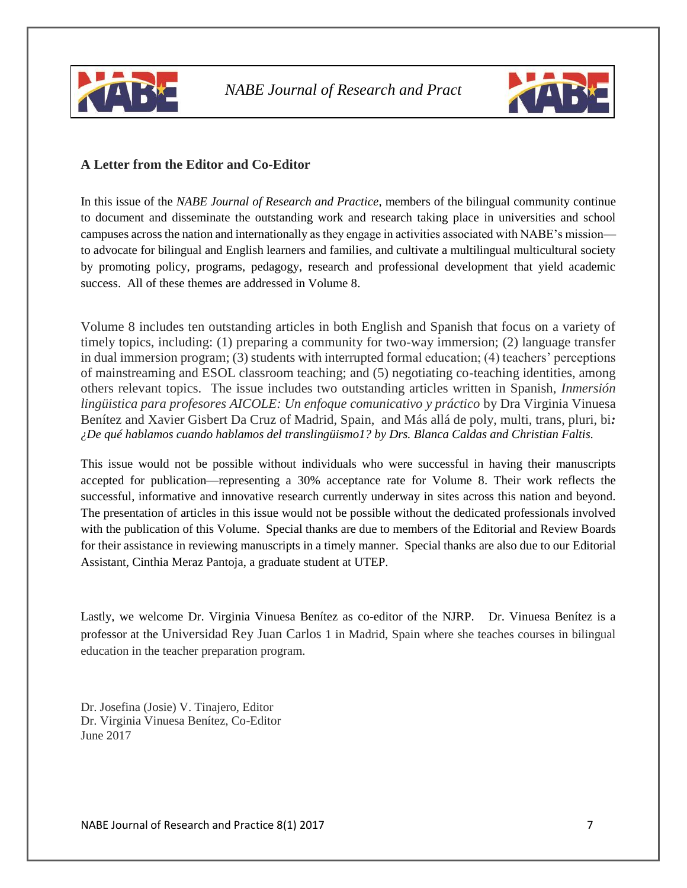## A Letter from the Editor and Co-Editor

In this issue of the *NABE Journal of Research and Practice*, members of the bilingual community continue to document and disseminate the outstanding work and research taking place in universities and school campuses across the nation and internationally as they engage in activities associated with NABE's mission—to advocate for bilingual and English learners and families, and cultivate a multilingual multicultural society by promoting policy, programs, pedagogy, research and professional development that yield academic success. All of these themes are addressed in Volume 8.

Volume 8 includes ten outstanding articles in both English and Spanish that focus on a variety of timely topics, including: (1) preparing a community for two-way immersion; (2) language transfer in dual immersion program; (3) students with interrupted formal education; (4) teachers' perceptions of mainstreaming and ESOL classroom teaching; and (5) negotiating co-teaching identities, among others relevant topics. The issue includes two outstanding articles written in Spanish, *Inmersión lingüistica para profesores AICOLE: Un enfoque comunicativo y práctico* by Dra Virginia Vinuesa Benítez and Xavier Gisbert Da Cruz of Madrid, Spain, and Más allá de poly, multi, trans, pluri, bi*: ¿De qué hablamos cuando hablamos del translingüismo1? by Drs. Blanca Caldas and Christian Faltis.*

This issue would not be possible without individuals who were successful in having their manuscripts accepted for publication—representing a 30% acceptance rate for Volume 8. Their work reflects the successful, informative and innovative research currently underway in sites across this nation and beyond. The presentation of articles in this issue would not be possible without the dedicated professionals involved with the publication of this Volume. Special thanks are due to members of the Editorial and Review Boards for their assistance in reviewing manuscripts in a timely manner. Special thanks are also due to our Editorial Assistant, Cinthia Meraz Pantoja, a graduate student at UTEP.

Lastly, we welcome Dr. Virginia Vinuesa Benítez as co-editor of the NJRP. Dr. Vinuesa Benítez is a professor at the Universidad Rey Juan Carlos 1 in Madrid, Spain where she teaches courses in bilingual education in the teacher preparation program.

Dr. Josefina (Josie) V. Tinajero, Editor
Dr. Virginia Vinuesa Benítez, Co-Editor
June 2017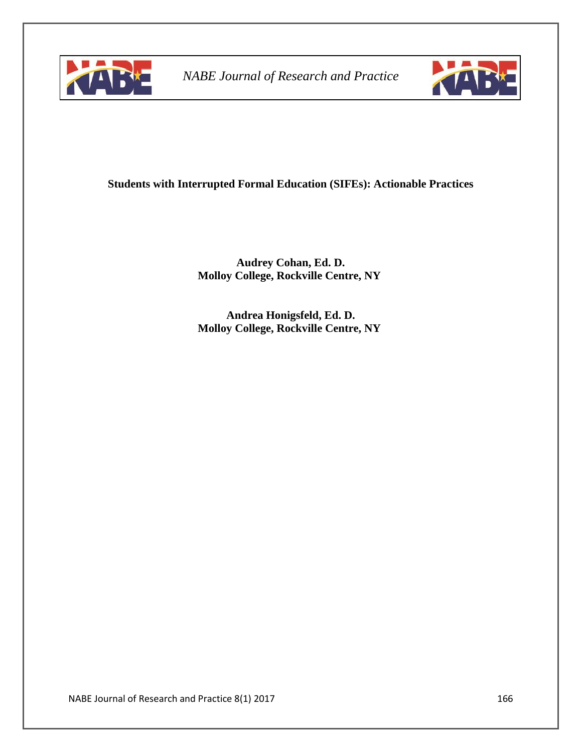**Students with Interrupted Formal Education (SIFEs): Actionable Practices**

**Audrey Cohan, Ed. D.**
**Molloy College, Rockville Centre, NY**

**Andrea Honigsfeld, Ed. D.**
**Molloy College, Rockville Centre, NY**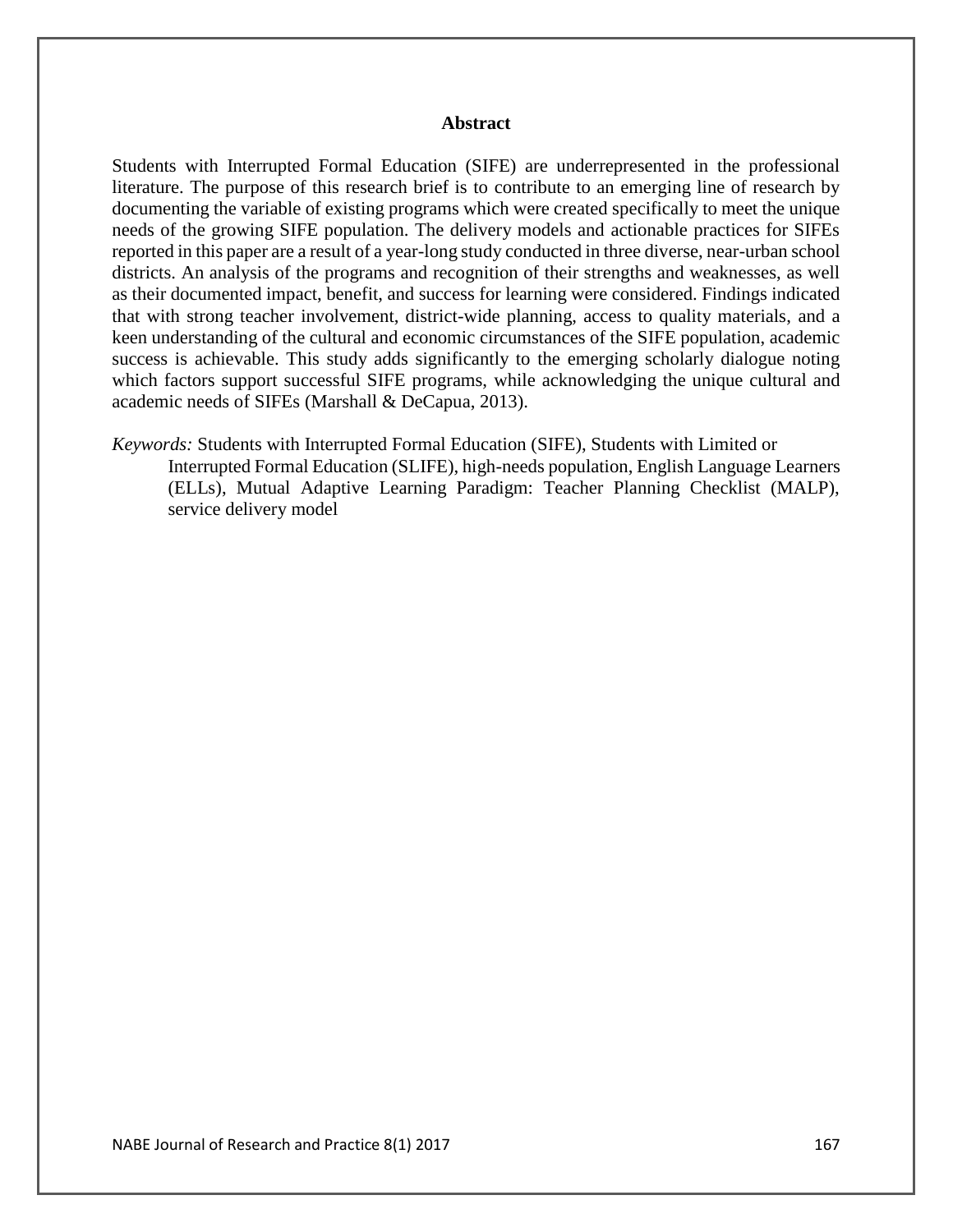## Abstract

Students with Interrupted Formal Education (SIFE) are underrepresented in the professional literature. The purpose of this research brief is to contribute to an emerging line of research by documenting the variable of existing programs which were created specifically to meet the unique needs of the growing SIFE population. The delivery models and actionable practices for SIFEs reported in this paper are a result of a year-long study conducted in three diverse, near-urban school districts. An analysis of the programs and recognition of their strengths and weaknesses, as well as their documented impact, benefit, and success for learning were considered. Findings indicated that with strong teacher involvement, district-wide planning, access to quality materials, and a keen understanding of the cultural and economic circumstances of the SIFE population, academic success is achievable. This study adds significantly to the emerging scholarly dialogue noting which factors support successful SIFE programs, while acknowledging the unique cultural and academic needs of SIFEs (Marshall & DeCapua, 2013).

*Keywords:* Students with Interrupted Formal Education (SIFE), Students with Limited or Interrupted Formal Education (SLIFE), high-needs population, English Language Learners (ELLs), Mutual Adaptive Learning Paradigm: Teacher Planning Checklist (MALP), service delivery model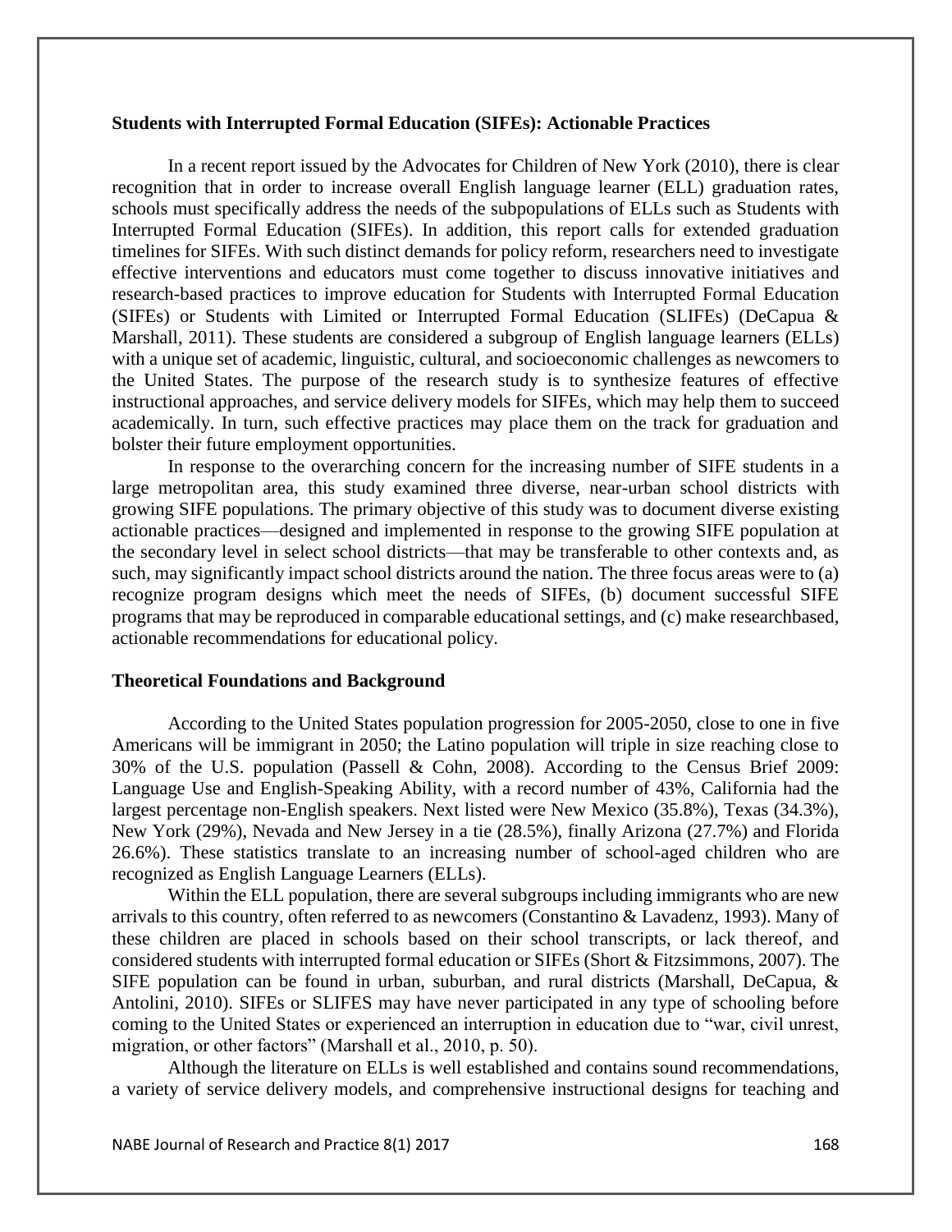## Students with Interrupted Formal Education (SIFEs): Actionable Practices

In a recent report issued by the Advocates for Children of New York (2010), there is clear recognition that in order to increase overall English language learner (ELL) graduation rates, schools must specifically address the needs of the subpopulations of ELLs such as Students with Interrupted Formal Education (SIFEs). In addition, this report calls for extended graduation timelines for SIFEs. With such distinct demands for policy reform, researchers need to investigate effective interventions and educators must come together to discuss innovative initiatives and research-based practices to improve education for Students with Interrupted Formal Education (SIFEs) or Students with Limited or Interrupted Formal Education (SLIFEs) (DeCapua & Marshall, 2011). These students are considered a subgroup of English language learners (ELLs) with a unique set of academic, linguistic, cultural, and socioeconomic challenges as newcomers to the United States. The purpose of the research study is to synthesize features of effective instructional approaches, and service delivery models for SIFEs, which may help them to succeed academically. In turn, such effective practices may place them on the track for graduation and bolster their future employment opportunities.

In response to the overarching concern for the increasing number of SIFE students in a large metropolitan area, this study examined three diverse, near-urban school districts with growing SIFE populations. The primary objective of this study was to document diverse existing actionable practices—designed and implemented in response to the growing SIFE population at the secondary level in select school districts—that may be transferable to other contexts and, as such, may significantly impact school districts around the nation. The three focus areas were to (a) recognize program designs which meet the needs of SIFEs, (b) document successful SIFE programs that may be reproduced in comparable educational settings, and (c) make researchbased, actionable recommendations for educational policy.

## Theoretical Foundations and Background

According to the United States population progression for 2005-2050, close to one in five Americans will be immigrant in 2050; the Latino population will triple in size reaching close to 30% of the U.S. population (Passell & Cohn, 2008). According to the Census Brief 2009: Language Use and English-Speaking Ability, with a record number of 43%, California had the largest percentage non-English speakers. Next listed were New Mexico (35.8%), Texas (34.3%), New York (29%), Nevada and New Jersey in a tie (28.5%), finally Arizona (27.7%) and Florida 26.6%). These statistics translate to an increasing number of school-aged children who are recognized as English Language Learners (ELLs).

Within the ELL population, there are several subgroups including immigrants who are new arrivals to this country, often referred to as newcomers (Constantino & Lavadenz, 1993). Many of these children are placed in schools based on their school transcripts, or lack thereof, and considered students with interrupted formal education or SIFEs (Short & Fitzsimmons, 2007). The SIFE population can be found in urban, suburban, and rural districts (Marshall, DeCapua, & Antolini, 2010). SIFEs or SLIFES may have never participated in any type of schooling before coming to the United States or experienced an interruption in education due to "war, civil unrest, migration, or other factors" (Marshall et al., 2010, p. 50).

Although the literature on ELLs is well established and contains sound recommendations, a variety of service delivery models, and comprehensive instructional designs for teaching and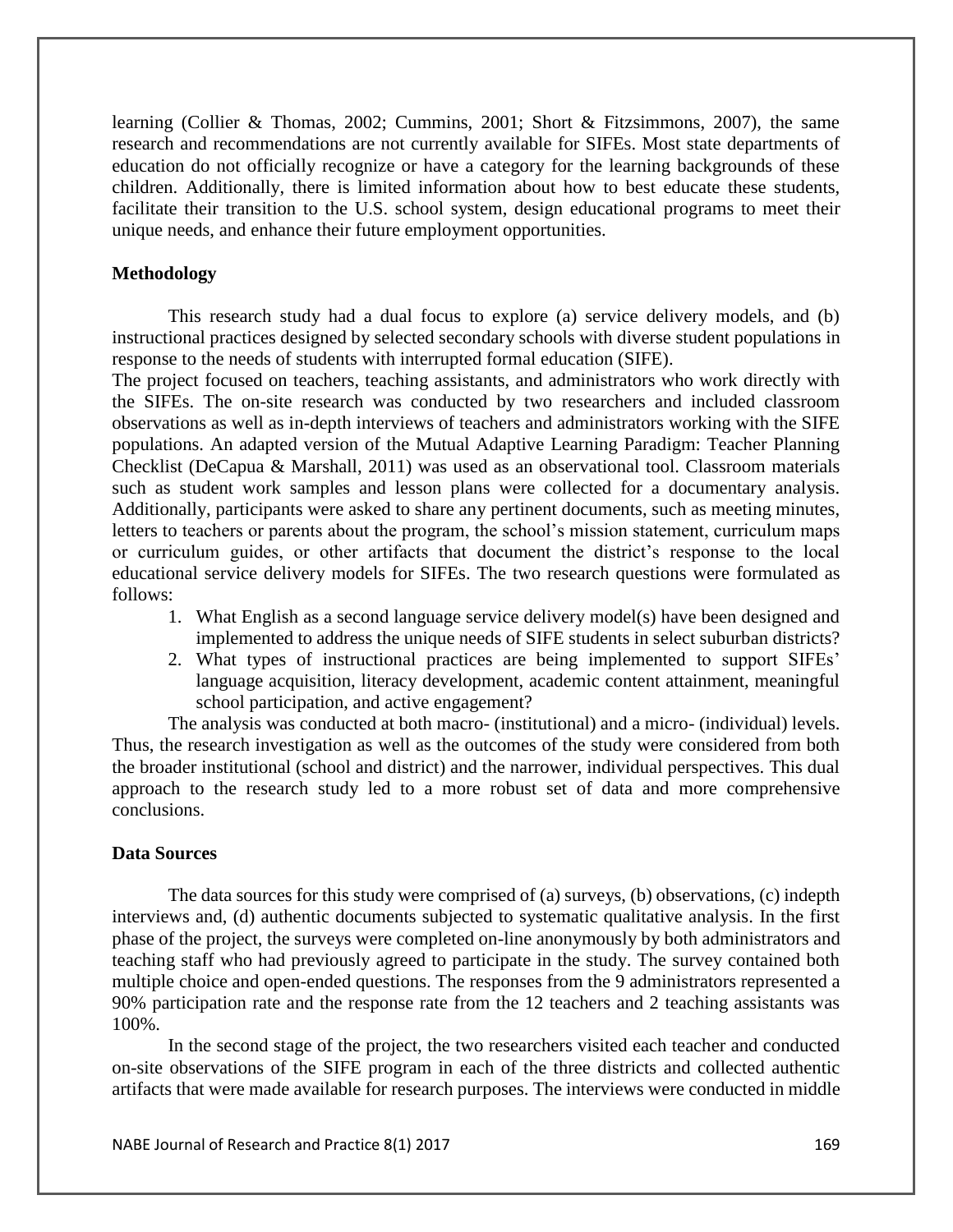learning (Collier & Thomas, 2002; Cummins, 2001; Short & Fitzsimmons, 2007), the same research and recommendations are not currently available for SIFEs. Most state departments of education do not officially recognize or have a category for the learning backgrounds of these children. Additionally, there is limited information about how to best educate these students, facilitate their transition to the U.S. school system, design educational programs to meet their unique needs, and enhance their future employment opportunities.

## Methodology

This research study had a dual focus to explore (a) service delivery models, and (b) instructional practices designed by selected secondary schools with diverse student populations in response to the needs of students with interrupted formal education (SIFE).

The project focused on teachers, teaching assistants, and administrators who work directly with the SIFEs. The on-site research was conducted by two researchers and included classroom observations as well as in-depth interviews of teachers and administrators working with the SIFE populations. An adapted version of the Mutual Adaptive Learning Paradigm: Teacher Planning Checklist (DeCapua & Marshall, 2011) was used as an observational tool. Classroom materials such as student work samples and lesson plans were collected for a documentary analysis. Additionally, participants were asked to share any pertinent documents, such as meeting minutes, letters to teachers or parents about the program, the school's mission statement, curriculum maps or curriculum guides, or other artifacts that document the district's response to the local educational service delivery models for SIFEs. The two research questions were formulated as follows:

1. What English as a second language service delivery model(s) have been designed and implemented to address the unique needs of SIFE students in select suburban districts?
2. What types of instructional practices are being implemented to support SIFEs' language acquisition, literacy development, academic content attainment, meaningful school participation, and active engagement?

The analysis was conducted at both macro- (institutional) and a micro- (individual) levels. Thus, the research investigation as well as the outcomes of the study were considered from both the broader institutional (school and district) and the narrower, individual perspectives. This dual approach to the research study led to a more robust set of data and more comprehensive conclusions.

## Data Sources

The data sources for this study were comprised of (a) surveys, (b) observations, (c) indepth interviews and, (d) authentic documents subjected to systematic qualitative analysis. In the first phase of the project, the surveys were completed on-line anonymously by both administrators and teaching staff who had previously agreed to participate in the study. The survey contained both multiple choice and open-ended questions. The responses from the 9 administrators represented a 90% participation rate and the response rate from the 12 teachers and 2 teaching assistants was 100%.

In the second stage of the project, the two researchers visited each teacher and conducted on-site observations of the SIFE program in each of the three districts and collected authentic artifacts that were made available for research purposes. The interviews were conducted in middle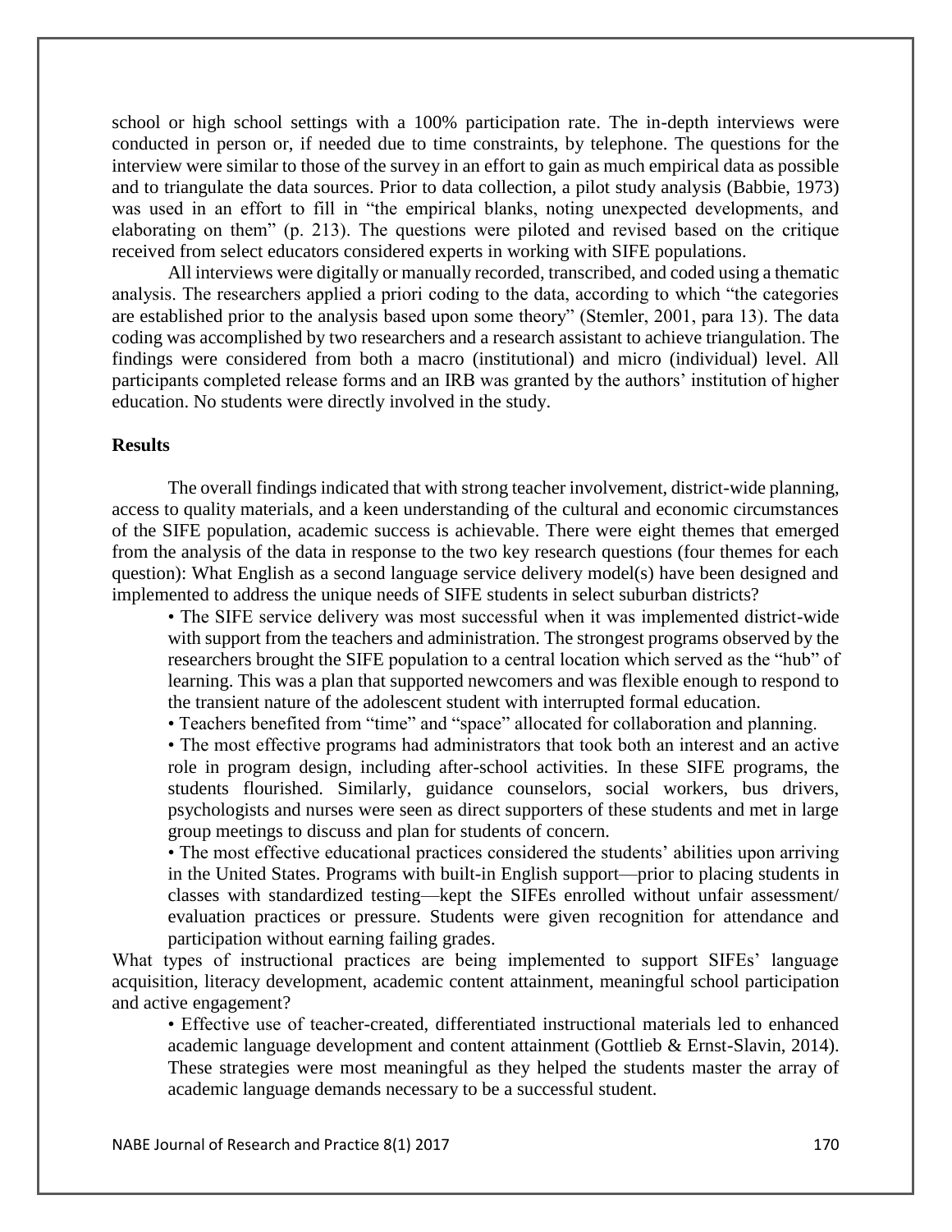school or high school settings with a 100% participation rate. The in-depth interviews were conducted in person or, if needed due to time constraints, by telephone. The questions for the interview were similar to those of the survey in an effort to gain as much empirical data as possible and to triangulate the data sources. Prior to data collection, a pilot study analysis (Babbie, 1973) was used in an effort to fill in "the empirical blanks, noting unexpected developments, and elaborating on them" (p. 213). The questions were piloted and revised based on the critique received from select educators considered experts in working with SIFE populations.

All interviews were digitally or manually recorded, transcribed, and coded using a thematic analysis. The researchers applied a priori coding to the data, according to which "the categories are established prior to the analysis based upon some theory" (Stemler, 2001, para 13). The data coding was accomplished by two researchers and a research assistant to achieve triangulation. The findings were considered from both a macro (institutional) and micro (individual) level. All participants completed release forms and an IRB was granted by the authors' institution of higher education. No students were directly involved in the study.

**Results**

The overall findings indicated that with strong teacher involvement, district-wide planning, access to quality materials, and a keen understanding of the cultural and economic circumstances of the SIFE population, academic success is achievable. There were eight themes that emerged from the analysis of the data in response to the two key research questions (four themes for each question): What English as a second language service delivery model(s) have been designed and implemented to address the unique needs of SIFE students in select suburban districts?

- The SIFE service delivery was most successful when it was implemented district-wide with support from the teachers and administration. The strongest programs observed by the researchers brought the SIFE population to a central location which served as the "hub" of learning. This was a plan that supported newcomers and was flexible enough to respond to the transient nature of the adolescent student with interrupted formal education.
- Teachers benefited from "time" and "space" allocated for collaboration and planning.
- The most effective programs had administrators that took both an interest and an active role in program design, including after-school activities. In these SIFE programs, the students flourished. Similarly, guidance counselors, social workers, bus drivers, psychologists and nurses were seen as direct supporters of these students and met in large group meetings to discuss and plan for students of concern.
- The most effective educational practices considered the students' abilities upon arriving in the United States. Programs with built-in English support—prior to placing students in classes with standardized testing—kept the SIFEs enrolled without unfair assessment/ evaluation practices or pressure. Students were given recognition for attendance and participation without earning failing grades.

What types of instructional practices are being implemented to support SIFEs' language acquisition, literacy development, academic content attainment, meaningful school participation and active engagement?

- Effective use of teacher-created, differentiated instructional materials led to enhanced academic language development and content attainment (Gottlieb & Ernst-Slavin, 2014). These strategies were most meaningful as they helped the students master the array of academic language demands necessary to be a successful student.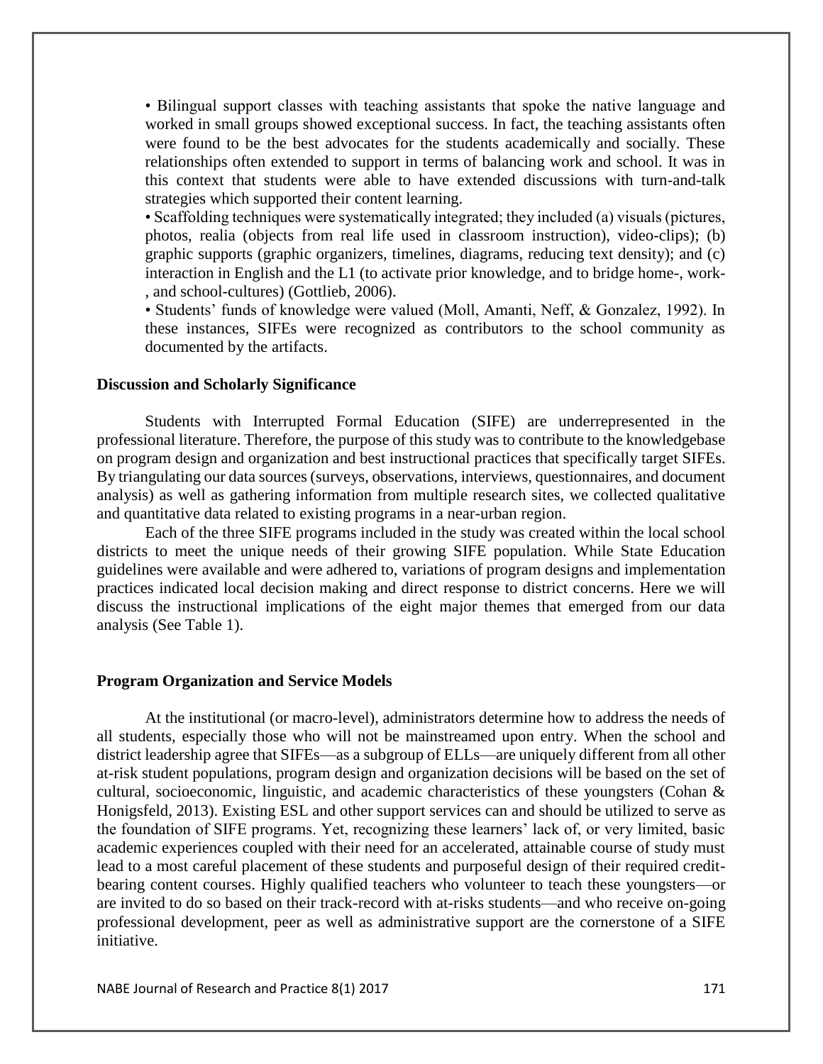- Bilingual support classes with teaching assistants that spoke the native language and worked in small groups showed exceptional success. In fact, the teaching assistants often were found to be the best advocates for the students academically and socially. These relationships often extended to support in terms of balancing work and school. It was in this context that students were able to have extended discussions with turn-and-talk strategies which supported their content learning.
- Scaffolding techniques were systematically integrated; they included (a) visuals (pictures, photos, realia (objects from real life used in classroom instruction), video-clips); (b) graphic supports (graphic organizers, timelines, diagrams, reducing text density); and (c) interaction in English and the L1 (to activate prior knowledge, and to bridge home-, work-, and school-cultures) (Gottlieb, 2006).
- Students' funds of knowledge were valued (Moll, Amanti, Neff, & Gonzalez, 1992). In these instances, SIFEs were recognized as contributors to the school community as documented by the artifacts.

### Discussion and Scholarly Significance

Students with Interrupted Formal Education (SIFE) are underrepresented in the professional literature. Therefore, the purpose of this study was to contribute to the knowledgebase on program design and organization and best instructional practices that specifically target SIFEs. By triangulating our data sources (surveys, observations, interviews, questionnaires, and document analysis) as well as gathering information from multiple research sites, we collected qualitative and quantitative data related to existing programs in a near-urban region.

Each of the three SIFE programs included in the study was created within the local school districts to meet the unique needs of their growing SIFE population. While State Education guidelines were available and were adhered to, variations of program designs and implementation practices indicated local decision making and direct response to district concerns. Here we will discuss the instructional implications of the eight major themes that emerged from our data analysis (See Table 1).

### Program Organization and Service Models

At the institutional (or macro-level), administrators determine how to address the needs of all students, especially those who will not be mainstreamed upon entry. When the school and district leadership agree that SIFEs—as a subgroup of ELLs—are uniquely different from all other at-risk student populations, program design and organization decisions will be based on the set of cultural, socioeconomic, linguistic, and academic characteristics of these youngsters (Cohan & Honigsfeld, 2013). Existing ESL and other support services can and should be utilized to serve as the foundation of SIFE programs. Yet, recognizing these learners' lack of, or very limited, basic academic experiences coupled with their need for an accelerated, attainable course of study must lead to a most careful placement of these students and purposeful design of their required credit-bearing content courses. Highly qualified teachers who volunteer to teach these youngsters—or are invited to do so based on their track-record with at-risks students—and who receive on-going professional development, peer as well as administrative support are the cornerstone of a SIFE initiative.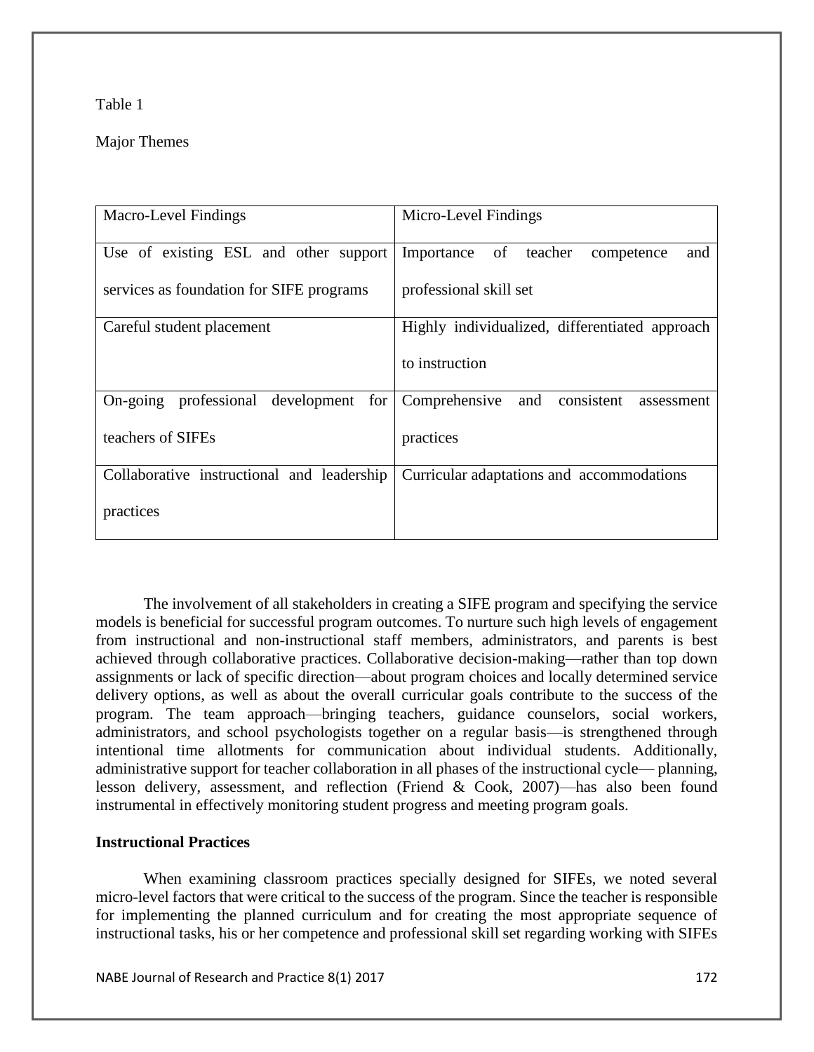Table 1

Major Themes

| Macro-Level Findings | Micro-Level Findings |
| --- | --- |
| Use of existing ESL and other support services as foundation for SIFE programs | Importance of teacher competence and professional skill set |
| Careful student placement | Highly individualized, differentiated approach to instruction |
| On-going professional development for teachers of SIFEs | Comprehensive and consistent assessment practices |
| Collaborative instructional and leadership practices | Curricular adaptations and accommodations |

The involvement of all stakeholders in creating a SIFE program and specifying the service models is beneficial for successful program outcomes. To nurture such high levels of engagement from instructional and non-instructional staff members, administrators, and parents is best achieved through collaborative practices. Collaborative decision-making—rather than top down assignments or lack of specific direction—about program choices and locally determined service delivery options, as well as about the overall curricular goals contribute to the success of the program. The team approach—bringing teachers, guidance counselors, social workers, administrators, and school psychologists together on a regular basis—is strengthened through intentional time allotments for communication about individual students. Additionally, administrative support for teacher collaboration in all phases of the instructional cycle— planning, lesson delivery, assessment, and reflection (Friend & Cook, 2007)—has also been found instrumental in effectively monitoring student progress and meeting program goals.

**Instructional Practices**

When examining classroom practices specially designed for SIFEs, we noted several micro-level factors that were critical to the success of the program. Since the teacher is responsible for implementing the planned curriculum and for creating the most appropriate sequence of instructional tasks, his or her competence and professional skill set regarding working with SIFEs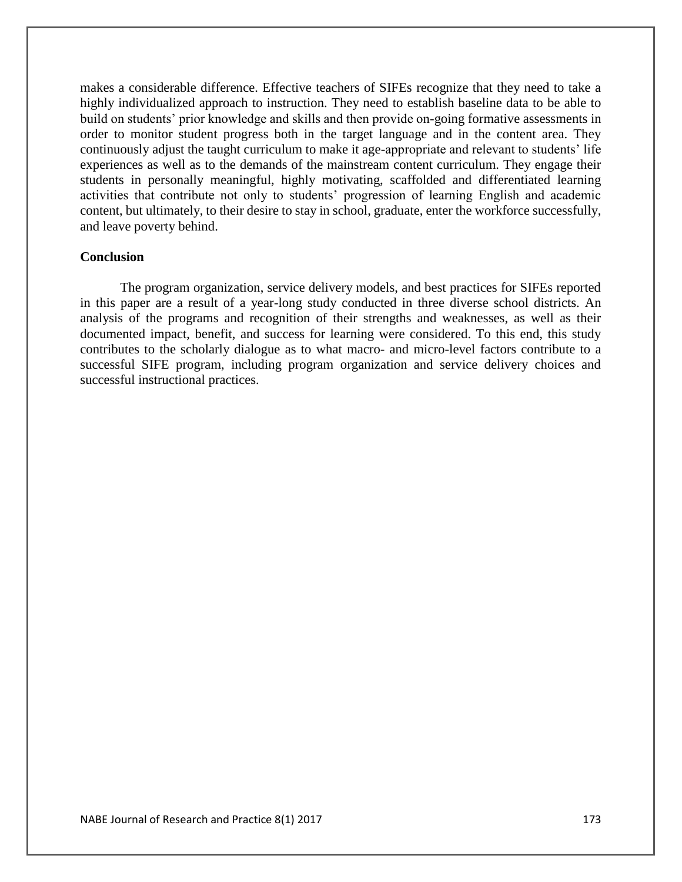makes a considerable difference. Effective teachers of SIFEs recognize that they need to take a highly individualized approach to instruction. They need to establish baseline data to be able to build on students' prior knowledge and skills and then provide on-going formative assessments in order to monitor student progress both in the target language and in the content area. They continuously adjust the taught curriculum to make it age-appropriate and relevant to students' life experiences as well as to the demands of the mainstream content curriculum. They engage their students in personally meaningful, highly motivating, scaffolded and differentiated learning activities that contribute not only to students' progression of learning English and academic content, but ultimately, to their desire to stay in school, graduate, enter the workforce successfully, and leave poverty behind.

**Conclusion**

The program organization, service delivery models, and best practices for SIFEs reported in this paper are a result of a year-long study conducted in three diverse school districts. An analysis of the programs and recognition of their strengths and weaknesses, as well as their documented impact, benefit, and success for learning were considered. To this end, this study contributes to the scholarly dialogue as to what macro- and micro-level factors contribute to a successful SIFE program, including program organization and service delivery choices and successful instructional practices.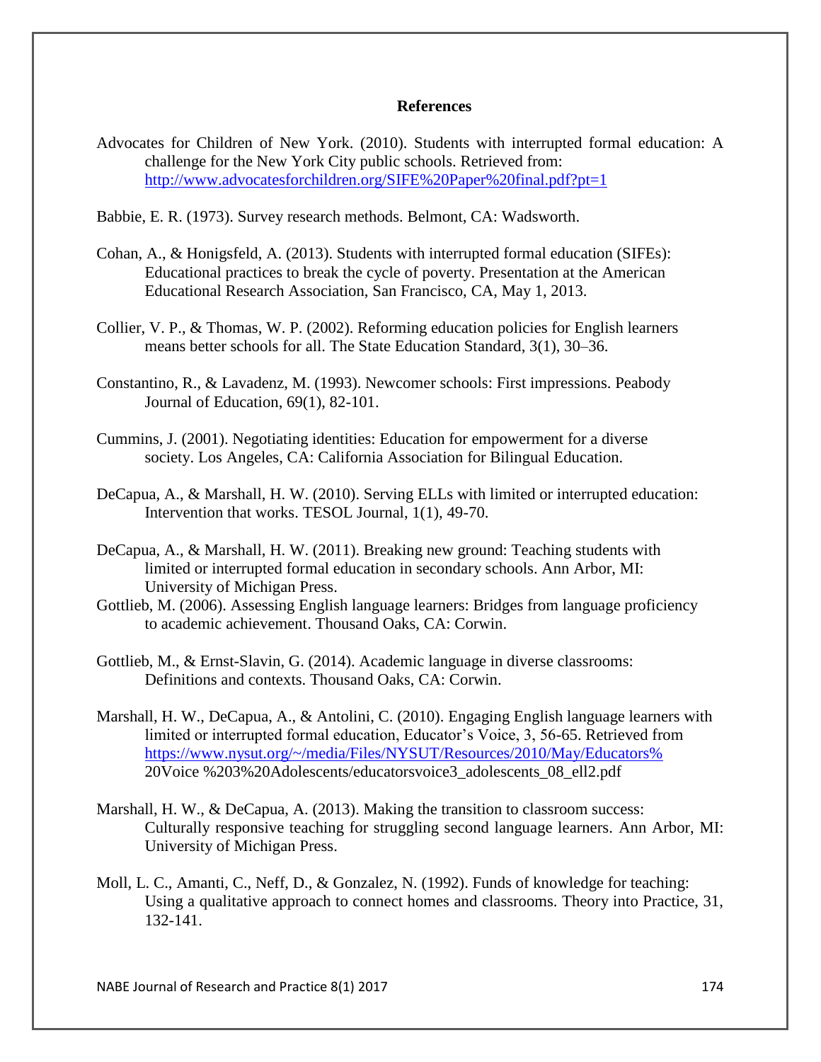## References

Advocates for Children of New York. (2010). Students with interrupted formal education: A challenge for the New York City public schools. Retrieved from: http://www.advocatesforchildren.org/SIFE%20Paper%20final.pdf?pt=1

Babbie, E. R. (1973). Survey research methods. Belmont, CA: Wadsworth.

Cohan, A., & Honigsfeld, A. (2013). Students with interrupted formal education (SIFEs): Educational practices to break the cycle of poverty. Presentation at the American Educational Research Association, San Francisco, CA, May 1, 2013.

Collier, V. P., & Thomas, W. P. (2002). Reforming education policies for English learners means better schools for all. The State Education Standard, 3(1), 30–36.

Constantino, R., & Lavadenz, M. (1993). Newcomer schools: First impressions. Peabody Journal of Education, 69(1), 82-101.

Cummins, J. (2001). Negotiating identities: Education for empowerment for a diverse society. Los Angeles, CA: California Association for Bilingual Education.

DeCapua, A., & Marshall, H. W. (2010). Serving ELLs with limited or interrupted education: Intervention that works. TESOL Journal, 1(1), 49-70.

DeCapua, A., & Marshall, H. W. (2011). Breaking new ground: Teaching students with limited or interrupted formal education in secondary schools. Ann Arbor, MI: University of Michigan Press.

Gottlieb, M. (2006). Assessing English language learners: Bridges from language proficiency to academic achievement. Thousand Oaks, CA: Corwin.

Gottlieb, M., & Ernst-Slavin, G. (2014). Academic language in diverse classrooms: Definitions and contexts. Thousand Oaks, CA: Corwin.

Marshall, H. W., DeCapua, A., & Antolini, C. (2010). Engaging English language learners with limited or interrupted formal education, Educator's Voice, 3, 56-65. Retrieved from https://www.nysut.org/~/media/Files/NYSUT/Resources/2010/May/Educators%20Voice %203%20Adolescents/educatorsvoice3_adolescents_08_ell2.pdf

Marshall, H. W., & DeCapua, A. (2013). Making the transition to classroom success: Culturally responsive teaching for struggling second language learners. Ann Arbor, MI: University of Michigan Press.

Moll, L. C., Amanti, C., Neff, D., & Gonzalez, N. (1992). Funds of knowledge for teaching: Using a qualitative approach to connect homes and classrooms. Theory into Practice, 31, 132-141.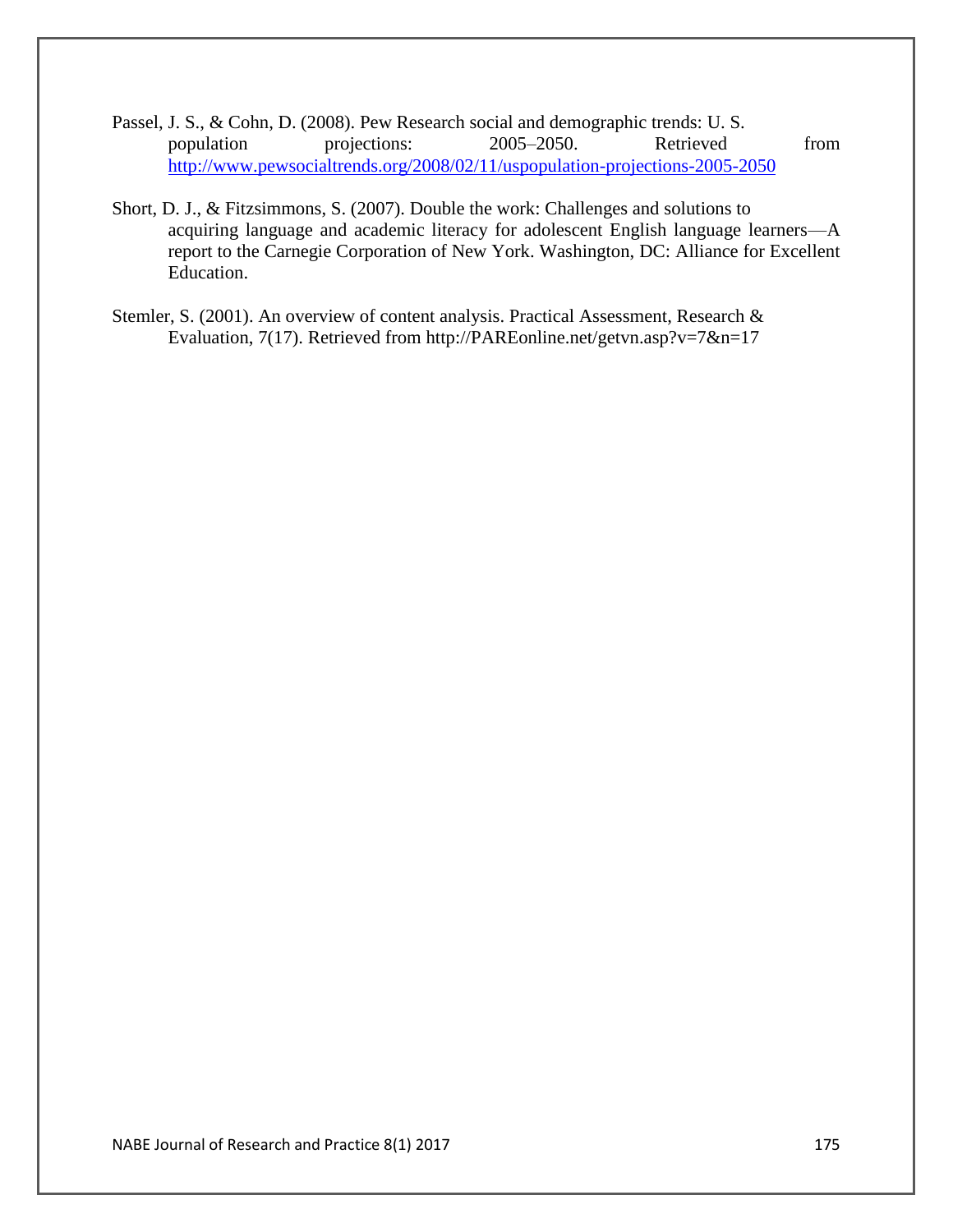Passel, J. S., & Cohn, D. (2008). Pew Research social and demographic trends: U. S. population projections: 2005–2050. Retrieved from http://www.pewsocialtrends.org/2008/02/11/uspopulation-projections-2005-2050

Short, D. J., & Fitzsimmons, S. (2007). Double the work: Challenges and solutions to acquiring language and academic literacy for adolescent English language learners—A report to the Carnegie Corporation of New York. Washington, DC: Alliance for Excellent Education.

Stemler, S. (2001). An overview of content analysis. Practical Assessment, Research & Evaluation, 7(17). Retrieved from http://PAREonline.net/getvn.asp?v=7&n=17